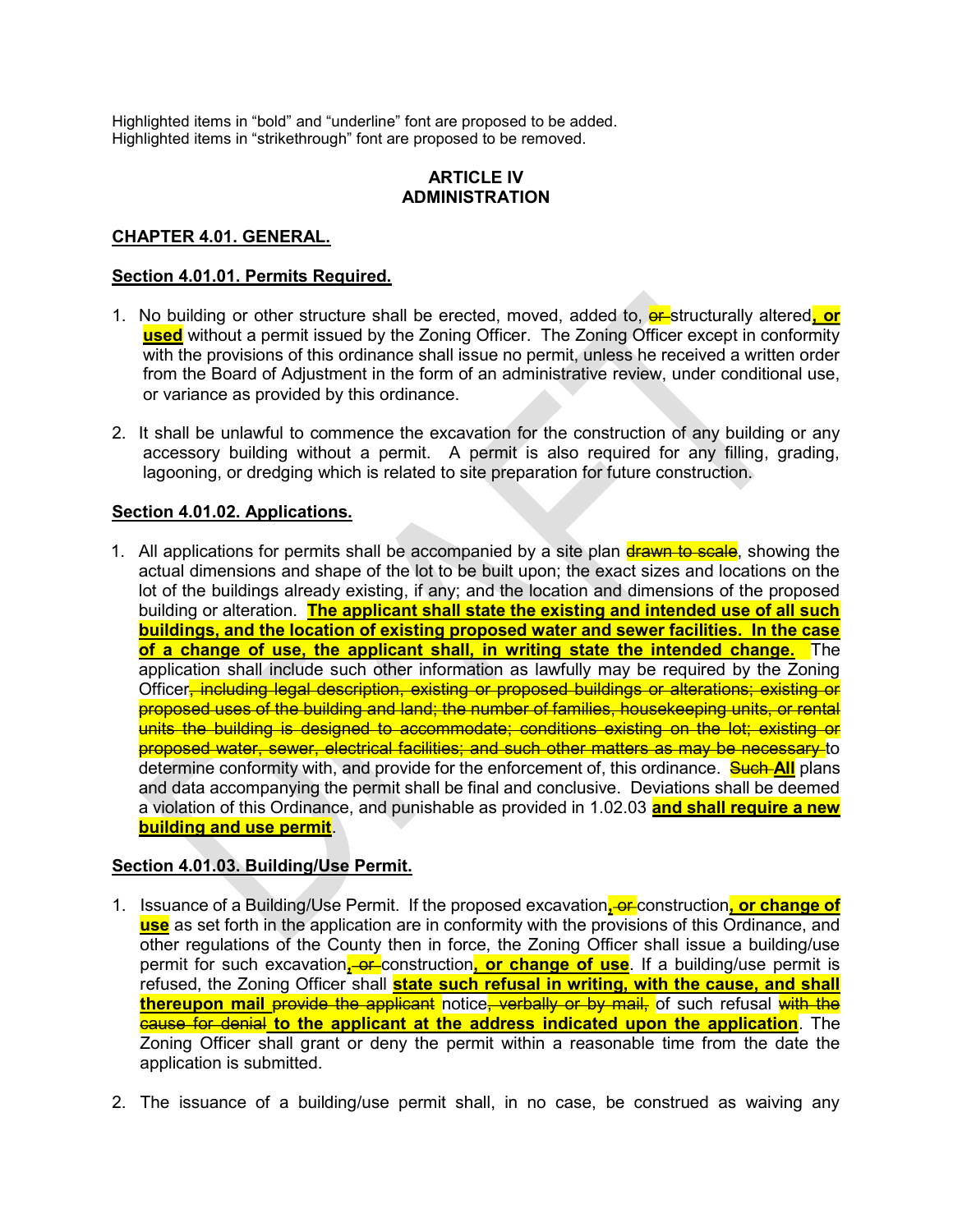Highlighted items in "bold" and "underline" font are proposed to be added.
Highlighted items in "strikethrough" font are proposed to be removed.

# ARTICLE IV
# ADMINISTRATION

## CHAPTER 4.01. GENERAL.

### Section 4.01.01. Permits Required.

1. No building or other structure shall be erected, moved, added to, ~~or~~ structurally altered**<u>, or used</u>** without a permit issued by the Zoning Officer. The Zoning Officer except in conformity with the provisions of this ordinance shall issue no permit, unless he received a written order from the Board of Adjustment in the form of an administrative review, under conditional use, or variance as provided by this ordinance.

2. It shall be unlawful to commence the excavation for the construction of any building or any accessory building without a permit. A permit is also required for any filling, grading, lagooning, or dredging which is related to site preparation for future construction.

### Section 4.01.02. Applications.

1. All applications for permits shall be accompanied by a site plan ~~drawn to scale~~, showing the actual dimensions and shape of the lot to be built upon; the exact sizes and locations on the lot of the buildings already existing, if any; and the location and dimensions of the proposed building or alteration. **<u>The applicant shall state the existing and intended use of all such buildings, and the location of existing proposed water and sewer facilities. In the case of a change of use, the applicant shall, in writing state the intended change.</u>** The application shall include such other information as lawfully may be required by the Zoning Officer~~, including legal description, existing or proposed buildings or alterations; existing or proposed uses of the building and land; the number of families, housekeeping units, or rental units the building is designed to accommodate; conditions existing on the lot; existing or proposed water, sewer, electrical facilities; and such other matters as may be necessary~~ to determine conformity with, and provide for the enforcement of, this ordinance. ~~Such~~ **<u>All</u>** plans and data accompanying the permit shall be final and conclusive. Deviations shall be deemed a violation of this Ordinance, and punishable as provided in 1.02.03 **<u>and shall require a new building and use permit</u>**.

### Section 4.01.03. Building/Use Permit.

1. Issuance of a Building/Use Permit. If the proposed excavation**<u>,</u>** ~~or~~ construction**<u>, or change of use</u>** as set forth in the application are in conformity with the provisions of this Ordinance, and other regulations of the County then in force, the Zoning Officer shall issue a building/use permit for such excavation**<u>,</u>** ~~or~~ construction**<u>, or change of use</u>**. If a building/use permit is refused, the Zoning Officer shall **<u>state such refusal in writing, with the cause, and shall thereupon mail</u>** ~~provide the applicant~~ notice~~, verbally or by mail,~~ of such refusal ~~with the cause for denial~~ **<u>to the applicant at the address indicated upon the application</u>**. The Zoning Officer shall grant or deny the permit within a reasonable time from the date the application is submitted.

2. The issuance of a building/use permit shall, in no case, be construed as waiving any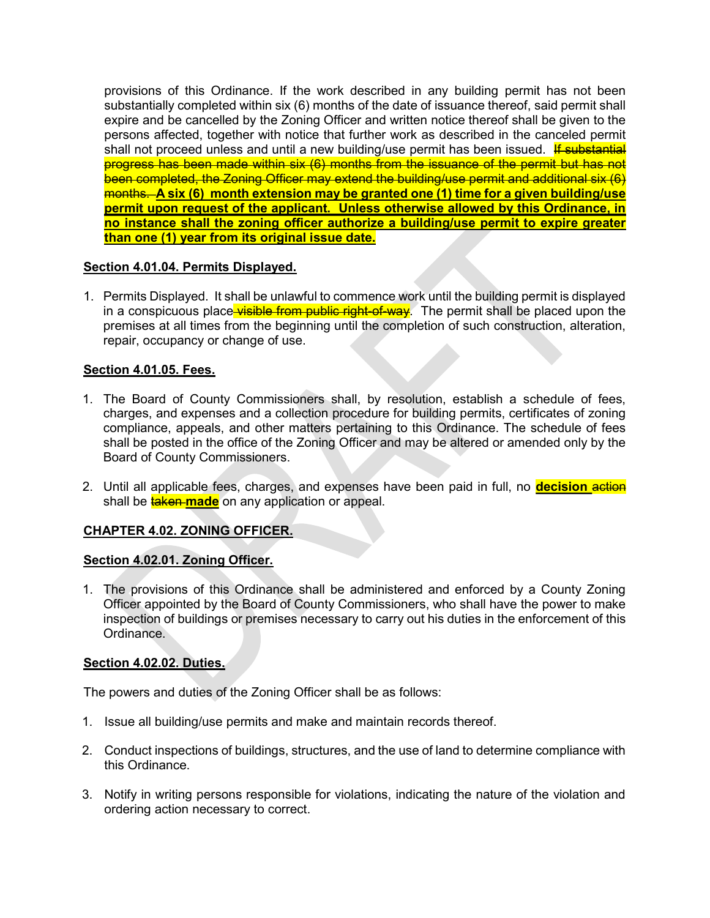provisions of this Ordinance. If the work described in any building permit has not been substantially completed within six (6) months of the date of issuance thereof, said permit shall expire and be cancelled by the Zoning Officer and written notice thereof shall be given to the persons affected, together with notice that further work as described in the canceled permit shall not proceed unless and until a new building/use permit has been issued. ~~If substantial progress has been made within six (6) months from the issuance of the permit but has not been completed, the Zoning Officer may extend the building/use permit and additional six (6) months.~~ **A six (6) month extension may be granted one (1) time for a given building/use permit upon request of the applicant. Unless otherwise allowed by this Ordinance, in no instance shall the zoning officer authorize a building/use permit to expire greater than one (1) year from its original issue date.**

**Section 4.01.04. Permits Displayed.**

1. Permits Displayed. It shall be unlawful to commence work until the building permit is displayed in a conspicuous place ~~visible from public right-of-way~~. The permit shall be placed upon the premises at all times from the beginning until the completion of such construction, alteration, repair, occupancy or change of use.

**Section 4.01.05. Fees.**

1. The Board of County Commissioners shall, by resolution, establish a schedule of fees, charges, and expenses and a collection procedure for building permits, certificates of zoning compliance, appeals, and other matters pertaining to this Ordinance. The schedule of fees shall be posted in the office of the Zoning Officer and may be altered or amended only by the Board of County Commissioners.

2. Until all applicable fees, charges, and expenses have been paid in full, no **decision** ~~action~~ shall be ~~taken~~ **made** on any application or appeal.

**CHAPTER 4.02. ZONING OFFICER.**

**Section 4.02.01. Zoning Officer.**

1. The provisions of this Ordinance shall be administered and enforced by a County Zoning Officer appointed by the Board of County Commissioners, who shall have the power to make inspection of buildings or premises necessary to carry out his duties in the enforcement of this Ordinance.

**Section 4.02.02. Duties.**

The powers and duties of the Zoning Officer shall be as follows:

1. Issue all building/use permits and make and maintain records thereof.

2. Conduct inspections of buildings, structures, and the use of land to determine compliance with this Ordinance.

3. Notify in writing persons responsible for violations, indicating the nature of the violation and ordering action necessary to correct.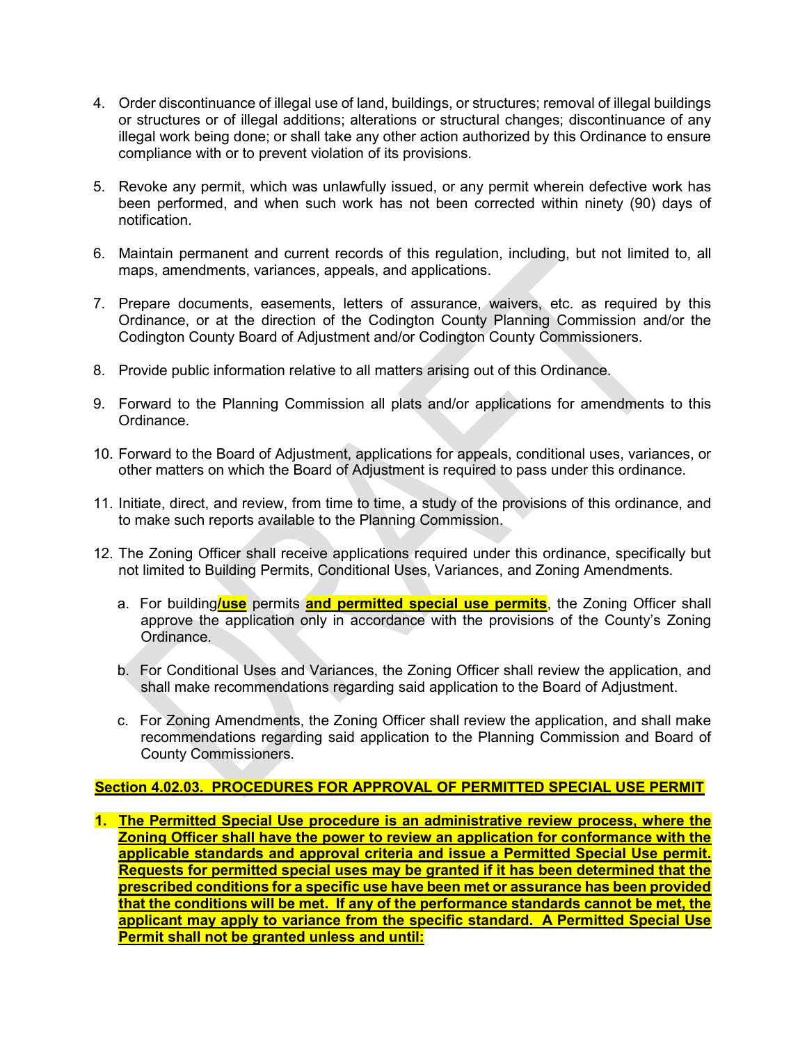4. Order discontinuance of illegal use of land, buildings, or structures; removal of illegal buildings or structures or of illegal additions; alterations or structural changes; discontinuance of any illegal work being done; or shall take any other action authorized by this Ordinance to ensure compliance with or to prevent violation of its provisions.

5. Revoke any permit, which was unlawfully issued, or any permit wherein defective work has been performed, and when such work has not been corrected within ninety (90) days of notification.

6. Maintain permanent and current records of this regulation, including, but not limited to, all maps, amendments, variances, appeals, and applications.

7. Prepare documents, easements, letters of assurance, waivers, etc. as required by this Ordinance, or at the direction of the Codington County Planning Commission and/or the Codington County Board of Adjustment and/or Codington County Commissioners.

8. Provide public information relative to all matters arising out of this Ordinance.

9. Forward to the Planning Commission all plats and/or applications for amendments to this Ordinance.

10. Forward to the Board of Adjustment, applications for appeals, conditional uses, variances, or other matters on which the Board of Adjustment is required to pass under this ordinance.

11. Initiate, direct, and review, from time to time, a study of the provisions of this ordinance, and to make such reports available to the Planning Commission.

12. The Zoning Officer shall receive applications required under this ordinance, specifically but not limited to Building Permits, Conditional Uses, Variances, and Zoning Amendments.

    a. For building**/use** permits **and permitted special use permits**, the Zoning Officer shall approve the application only in accordance with the provisions of the County's Zoning Ordinance.

    b. For Conditional Uses and Variances, the Zoning Officer shall review the application, and shall make recommendations regarding said application to the Board of Adjustment.

    c. For Zoning Amendments, the Zoning Officer shall review the application, and shall make recommendations regarding said application to the Planning Commission and Board of County Commissioners.

**Section 4.02.03. PROCEDURES FOR APPROVAL OF PERMITTED SPECIAL USE PERMIT**

1. **The Permitted Special Use procedure is an administrative review process, where the Zoning Officer shall have the power to review an application for conformance with the applicable standards and approval criteria and issue a Permitted Special Use permit. Requests for permitted special uses may be granted if it has been determined that the prescribed conditions for a specific use have been met or assurance has been provided that the conditions will be met. If any of the performance standards cannot be met, the applicant may apply to variance from the specific standard. A Permitted Special Use Permit shall not be granted unless and until:**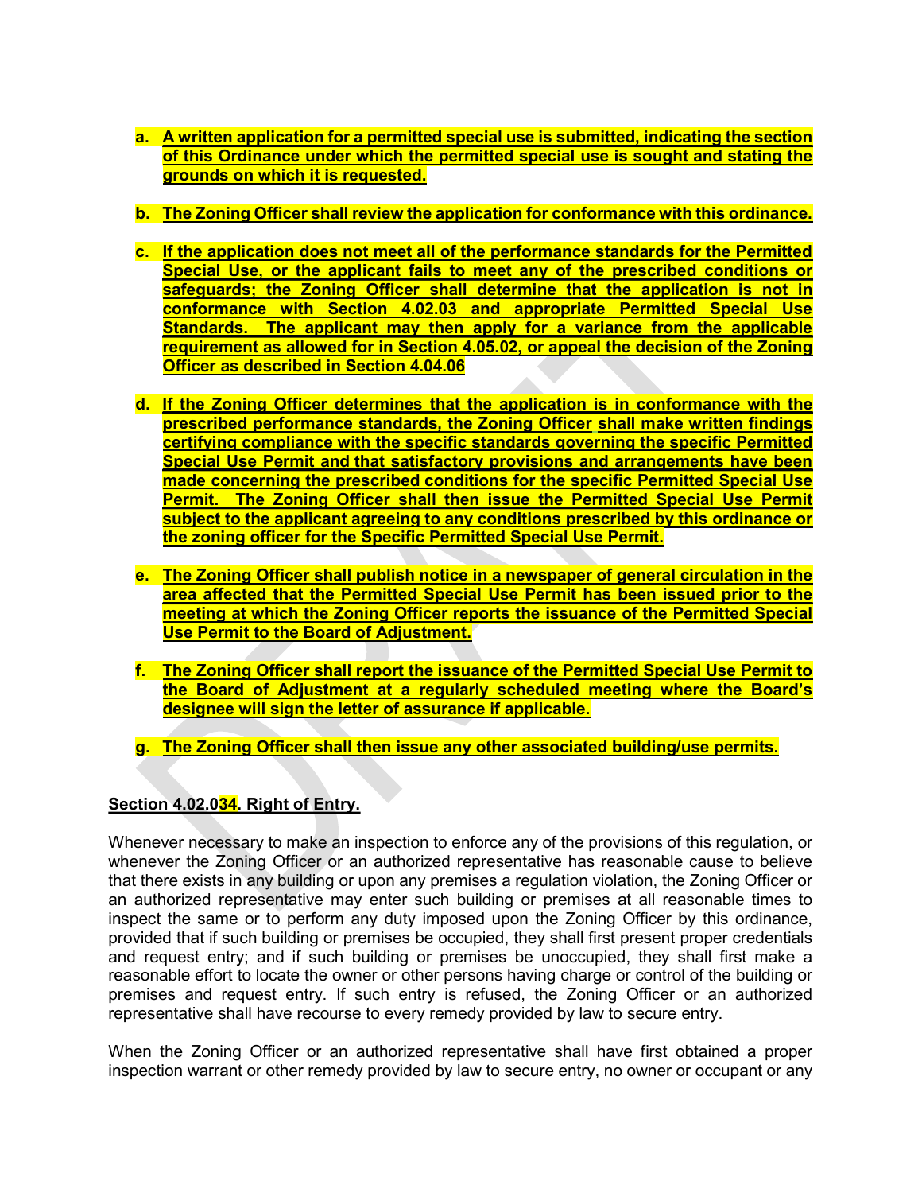a. **A written application for a permitted special use is submitted, indicating the section of this Ordinance under which the permitted special use is sought and stating the grounds on which it is requested.**

b. **The Zoning Officer shall review the application for conformance with this ordinance.**

c. **If the application does not meet all of the performance standards for the Permitted Special Use, or the applicant fails to meet any of the prescribed conditions or safeguards; the Zoning Officer shall determine that the application is not in conformance with Section 4.02.03 and appropriate Permitted Special Use Standards. The applicant may then apply for a variance from the applicable requirement as allowed for in Section 4.05.02, or appeal the decision of the Zoning Officer as described in Section 4.04.06**

d. **If the Zoning Officer determines that the application is in conformance with the prescribed performance standards, the Zoning Officer shall make written findings certifying compliance with the specific standards governing the specific Permitted Special Use Permit and that satisfactory provisions and arrangements have been made concerning the prescribed conditions for the specific Permitted Special Use Permit. The Zoning Officer shall then issue the Permitted Special Use Permit subject to the applicant agreeing to any conditions prescribed by this ordinance or the zoning officer for the Specific Permitted Special Use Permit.**

e. **The Zoning Officer shall publish notice in a newspaper of general circulation in the area affected that the Permitted Special Use Permit has been issued prior to the meeting at which the Zoning Officer reports the issuance of the Permitted Special Use Permit to the Board of Adjustment.**

f. **The Zoning Officer shall report the issuance of the Permitted Special Use Permit to the Board of Adjustment at a regularly scheduled meeting where the Board's designee will sign the letter of assurance if applicable.**

g. **The Zoning Officer shall then issue any other associated building/use permits.**

**Section 4.02.034. Right of Entry.**

Whenever necessary to make an inspection to enforce any of the provisions of this regulation, or whenever the Zoning Officer or an authorized representative has reasonable cause to believe that there exists in any building or upon any premises a regulation violation, the Zoning Officer or an authorized representative may enter such building or premises at all reasonable times to inspect the same or to perform any duty imposed upon the Zoning Officer by this ordinance, provided that if such building or premises be occupied, they shall first present proper credentials and request entry; and if such building or premises be unoccupied, they shall first make a reasonable effort to locate the owner or other persons having charge or control of the building or premises and request entry. If such entry is refused, the Zoning Officer or an authorized representative shall have recourse to every remedy provided by law to secure entry.

When the Zoning Officer or an authorized representative shall have first obtained a proper inspection warrant or other remedy provided by law to secure entry, no owner or occupant or any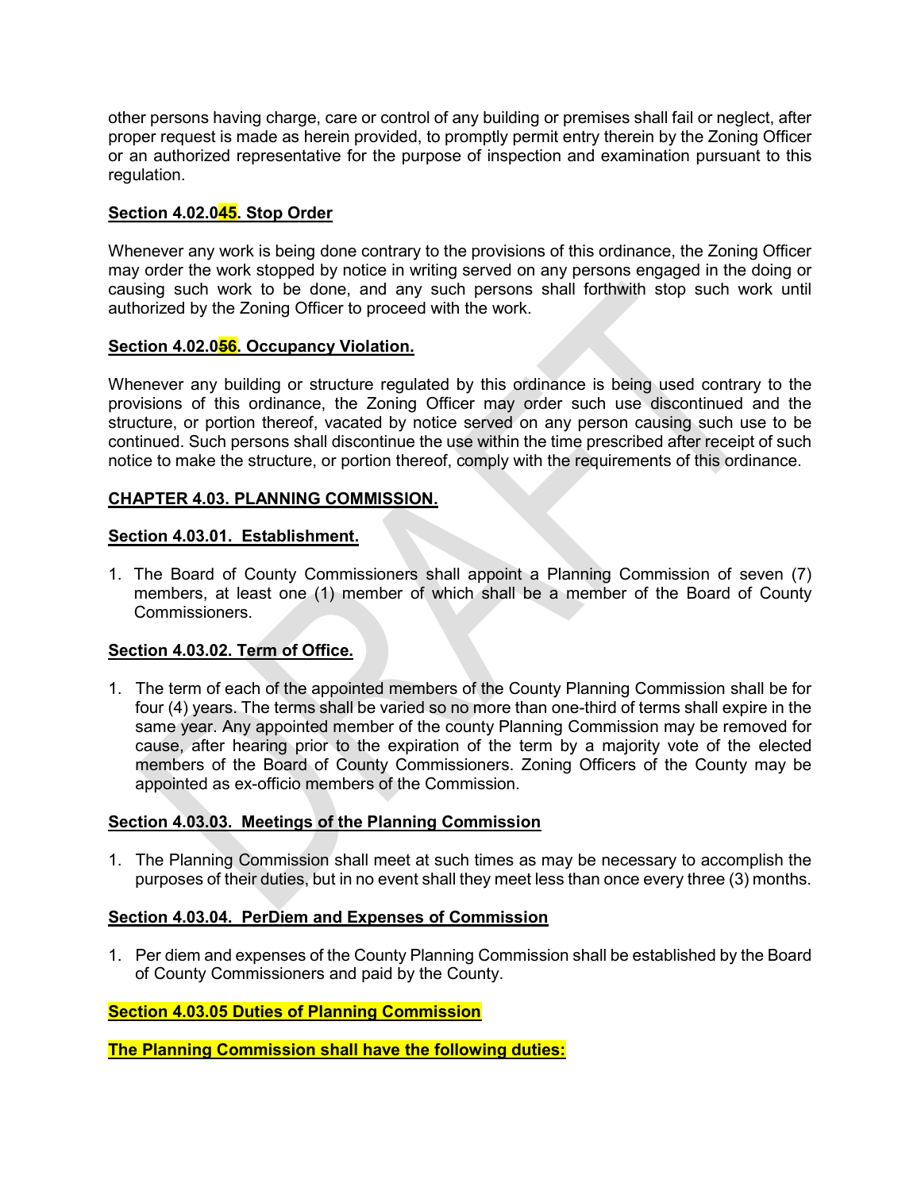other persons having charge, care or control of any building or premises shall fail or neglect, after proper request is made as herein provided, to promptly permit entry therein by the Zoning Officer or an authorized representative for the purpose of inspection and examination pursuant to this regulation.

**Section 4.02.045. Stop Order**

Whenever any work is being done contrary to the provisions of this ordinance, the Zoning Officer may order the work stopped by notice in writing served on any persons engaged in the doing or causing such work to be done, and any such persons shall forthwith stop such work until authorized by the Zoning Officer to proceed with the work.

**Section 4.02.056. Occupancy Violation.**

Whenever any building or structure regulated by this ordinance is being used contrary to the provisions of this ordinance, the Zoning Officer may order such use discontinued and the structure, or portion thereof, vacated by notice served on any person causing such use to be continued. Such persons shall discontinue the use within the time prescribed after receipt of such notice to make the structure, or portion thereof, comply with the requirements of this ordinance.

**CHAPTER 4.03. PLANNING COMMISSION.**

**Section 4.03.01. Establishment.**

1. The Board of County Commissioners shall appoint a Planning Commission of seven (7) members, at least one (1) member of which shall be a member of the Board of County Commissioners.

**Section 4.03.02. Term of Office.**

1. The term of each of the appointed members of the County Planning Commission shall be for four (4) years. The terms shall be varied so no more than one-third of terms shall expire in the same year. Any appointed member of the county Planning Commission may be removed for cause, after hearing prior to the expiration of the term by a majority vote of the elected members of the Board of County Commissioners. Zoning Officers of the County may be appointed as ex-officio members of the Commission.

**Section 4.03.03. Meetings of the Planning Commission**

1. The Planning Commission shall meet at such times as may be necessary to accomplish the purposes of their duties, but in no event shall they meet less than once every three (3) months.

**Section 4.03.04. PerDiem and Expenses of Commission**

1. Per diem and expenses of the County Planning Commission shall be established by the Board of County Commissioners and paid by the County.

**Section 4.03.05 Duties of Planning Commission**

**The Planning Commission shall have the following duties:**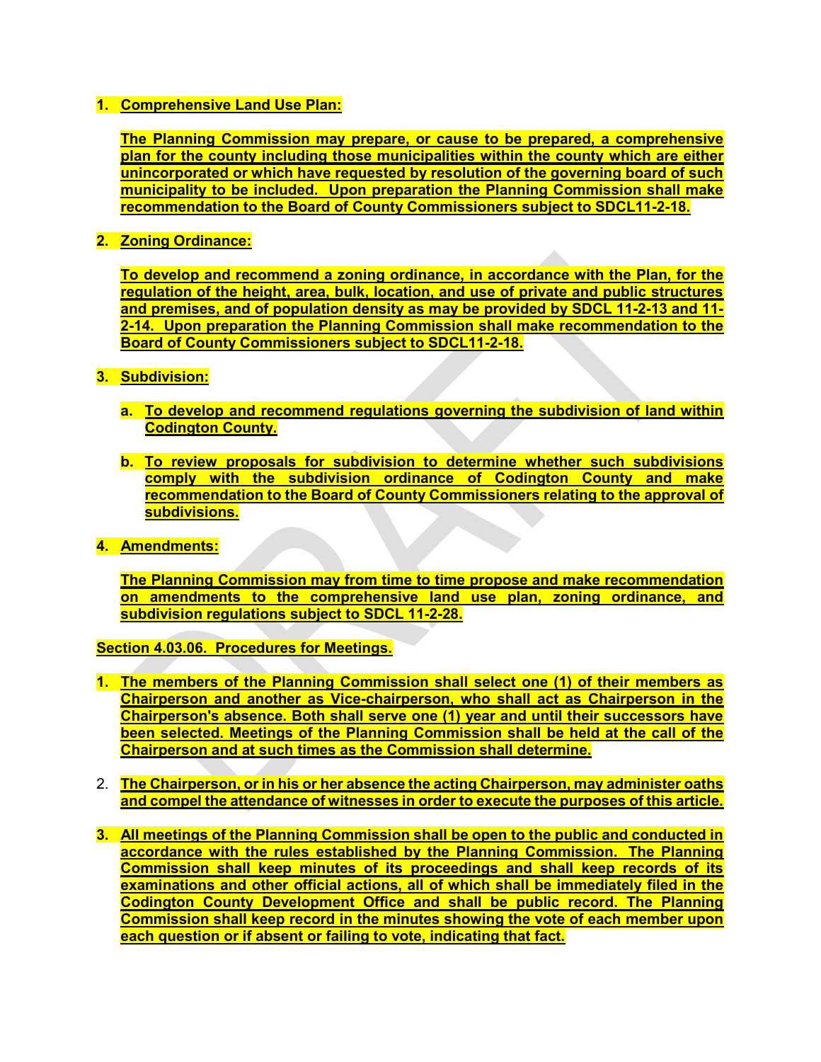1. **Comprehensive Land Use Plan:**

   **The Planning Commission may prepare, or cause to be prepared, a comprehensive plan for the county including those municipalities within the county which are either unincorporated or which have requested by resolution of the governing board of such municipality to be included. Upon preparation the Planning Commission shall make recommendation to the Board of County Commissioners subject to SDCL11-2-18.**

2. **Zoning Ordinance:**

   **To develop and recommend a zoning ordinance, in accordance with the Plan, for the regulation of the height, area, bulk, location, and use of private and public structures and premises, and of population density as may be provided by SDCL 11-2-13 and 11-2-14. Upon preparation the Planning Commission shall make recommendation to the Board of County Commissioners subject to SDCL11-2-18.**

3. **Subdivision:**

   a. **To develop and recommend regulations governing the subdivision of land within Codington County.**

   b. **To review proposals for subdivision to determine whether such subdivisions comply with the subdivision ordinance of Codington County and make recommendation to the Board of County Commissioners relating to the approval of subdivisions.**

4. **Amendments:**

   **The Planning Commission may from time to time propose and make recommendation on amendments to the comprehensive land use plan, zoning ordinance, and subdivision regulations subject to SDCL 11-2-28.**

**Section 4.03.06. Procedures for Meetings.**

1. **The members of the Planning Commission shall select one (1) of their members as Chairperson and another as Vice-chairperson, who shall act as Chairperson in the Chairperson's absence. Both shall serve one (1) year and until their successors have been selected. Meetings of the Planning Commission shall be held at the call of the Chairperson and at such times as the Commission shall determine.**

2. **The Chairperson, or in his or her absence the acting Chairperson, may administer oaths and compel the attendance of witnesses in order to execute the purposes of this article.**

3. **All meetings of the Planning Commission shall be open to the public and conducted in accordance with the rules established by the Planning Commission. The Planning Commission shall keep minutes of its proceedings and shall keep records of its examinations and other official actions, all of which shall be immediately filed in the Codington County Development Office and shall be public record. The Planning Commission shall keep record in the minutes showing the vote of each member upon each question or if absent or failing to vote, indicating that fact.**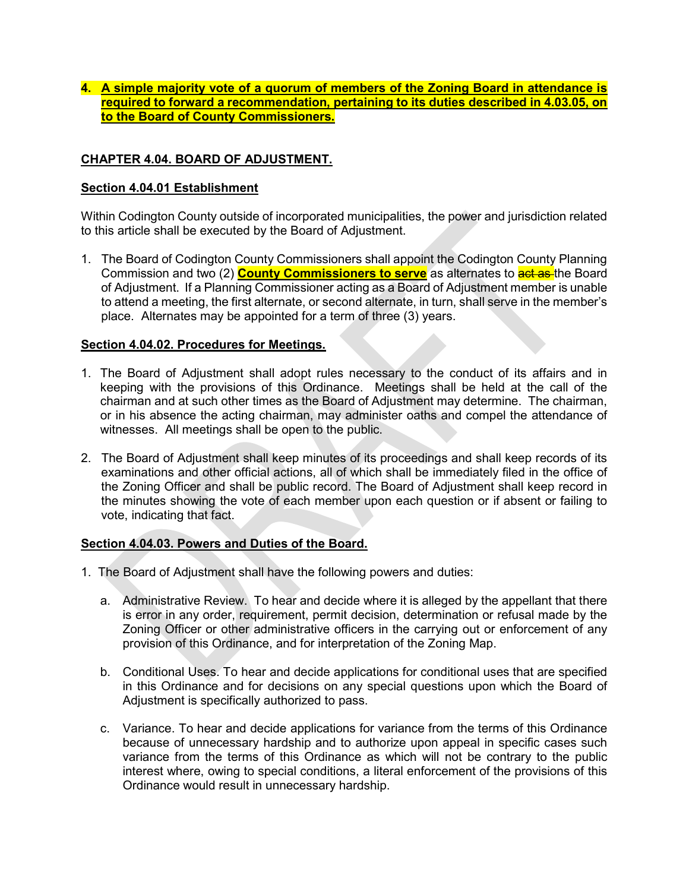**4. A simple majority vote of a quorum of members of the Zoning Board in attendance is required to forward a recommendation, pertaining to its duties described in 4.03.05, on to the Board of County Commissioners.**

**CHAPTER 4.04. BOARD OF ADJUSTMENT.**

**Section 4.04.01 Establishment**

Within Codington County outside of incorporated municipalities, the power and jurisdiction related to this article shall be executed by the Board of Adjustment.

1. The Board of Codington County Commissioners shall appoint the Codington County Planning Commission and two (2) **County Commissioners to serve** as alternates to ~~act as~~ the Board of Adjustment. If a Planning Commissioner acting as a Board of Adjustment member is unable to attend a meeting, the first alternate, or second alternate, in turn, shall serve in the member's place. Alternates may be appointed for a term of three (3) years.

**Section 4.04.02. Procedures for Meetings.**

1. The Board of Adjustment shall adopt rules necessary to the conduct of its affairs and in keeping with the provisions of this Ordinance. Meetings shall be held at the call of the chairman and at such other times as the Board of Adjustment may determine. The chairman, or in his absence the acting chairman, may administer oaths and compel the attendance of witnesses. All meetings shall be open to the public.

2. The Board of Adjustment shall keep minutes of its proceedings and shall keep records of its examinations and other official actions, all of which shall be immediately filed in the office of the Zoning Officer and shall be public record. The Board of Adjustment shall keep record in the minutes showing the vote of each member upon each question or if absent or failing to vote, indicating that fact.

**Section 4.04.03. Powers and Duties of the Board.**

1. The Board of Adjustment shall have the following powers and duties:

   a. Administrative Review. To hear and decide where it is alleged by the appellant that there is error in any order, requirement, permit decision, determination or refusal made by the Zoning Officer or other administrative officers in the carrying out or enforcement of any provision of this Ordinance, and for interpretation of the Zoning Map.

   b. Conditional Uses. To hear and decide applications for conditional uses that are specified in this Ordinance and for decisions on any special questions upon which the Board of Adjustment is specifically authorized to pass.

   c. Variance. To hear and decide applications for variance from the terms of this Ordinance because of unnecessary hardship and to authorize upon appeal in specific cases such variance from the terms of this Ordinance as which will not be contrary to the public interest where, owing to special conditions, a literal enforcement of the provisions of this Ordinance would result in unnecessary hardship.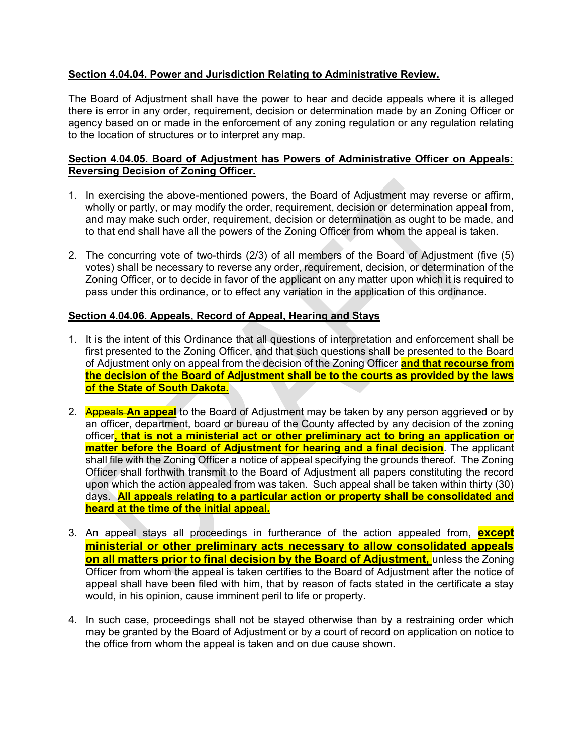**Section 4.04.04. Power and Jurisdiction Relating to Administrative Review.**

The Board of Adjustment shall have the power to hear and decide appeals where it is alleged there is error in any order, requirement, decision or determination made by an Zoning Officer or agency based on or made in the enforcement of any zoning regulation or any regulation relating to the location of structures or to interpret any map.

**Section 4.04.05. Board of Adjustment has Powers of Administrative Officer on Appeals: Reversing Decision of Zoning Officer.**

1. In exercising the above-mentioned powers, the Board of Adjustment may reverse or affirm, wholly or partly, or may modify the order, requirement, decision or determination appeal from, and may make such order, requirement, decision or determination as ought to be made, and to that end shall have all the powers of the Zoning Officer from whom the appeal is taken.

2. The concurring vote of two-thirds (2/3) of all members of the Board of Adjustment (five (5) votes) shall be necessary to reverse any order, requirement, decision, or determination of the Zoning Officer, or to decide in favor of the applicant on any matter upon which it is required to pass under this ordinance, or to effect any variation in the application of this ordinance.

**Section 4.04.06. Appeals, Record of Appeal, Hearing and Stays**

1. It is the intent of this Ordinance that all questions of interpretation and enforcement shall be first presented to the Zoning Officer, and that such questions shall be presented to the Board of Adjustment only on appeal from the decision of the Zoning Officer **and that recourse from the decision of the Board of Adjustment shall be to the courts as provided by the laws of the State of South Dakota.**

2. ~~Appeals~~ **An appeal** to the Board of Adjustment may be taken by any person aggrieved or by an officer, department, board or bureau of the County affected by any decision of the zoning officer**, that is not a ministerial act or other preliminary act to bring an application or matter before the Board of Adjustment for hearing and a final decision**. The applicant shall file with the Zoning Officer a notice of appeal specifying the grounds thereof. The Zoning Officer shall forthwith transmit to the Board of Adjustment all papers constituting the record upon which the action appealed from was taken. Such appeal shall be taken within thirty (30) days. **All appeals relating to a particular action or property shall be consolidated and heard at the time of the initial appeal.**

3. An appeal stays all proceedings in furtherance of the action appealed from, **except ministerial or other preliminary acts necessary to allow consolidated appeals on all matters prior to final decision by the Board of Adjustment,** unless the Zoning Officer from whom the appeal is taken certifies to the Board of Adjustment after the notice of appeal shall have been filed with him, that by reason of facts stated in the certificate a stay would, in his opinion, cause imminent peril to life or property.

4. In such case, proceedings shall not be stayed otherwise than by a restraining order which may be granted by the Board of Adjustment or by a court of record on application on notice to the office from whom the appeal is taken and on due cause shown.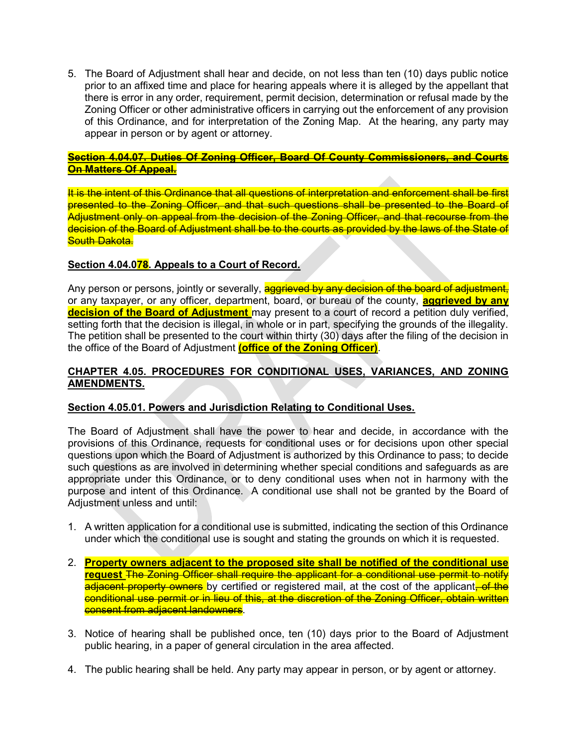5. The Board of Adjustment shall hear and decide, on not less than ten (10) days public notice prior to an affixed time and place for hearing appeals where it is alleged by the appellant that there is error in any order, requirement, permit decision, determination or refusal made by the Zoning Officer or other administrative officers in carrying out the enforcement of any provision of this Ordinance, and for interpretation of the Zoning Map. At the hearing, any party may appear in person or by agent or attorney.

**~~Section 4.04.07. Duties Of Zoning Officer, Board Of County Commissioners, and Courts On Matters Of Appeal.~~**

~~It is the intent of this Ordinance that all questions of interpretation and enforcement shall be first presented to the Zoning Officer, and that such questions shall be presented to the Board of Adjustment only on appeal from the decision of the Zoning Officer, and that recourse from the decision of the Board of Adjustment shall be to the courts as provided by the laws of the State of South Dakota.~~

**Section 4.04.07~~8~~. Appeals to a Court of Record.**

Any person or persons, jointly or severally, ~~aggrieved by any decision of the board of adjustment,~~ or any taxpayer, or any officer, department, board, or bureau of the county, **aggrieved by any decision of the Board of Adjustment** may present to a court of record a petition duly verified, setting forth that the decision is illegal, in whole or in part, specifying the grounds of the illegality. The petition shall be presented to the court within thirty (30) days after the filing of the decision in the office of the Board of Adjustment **(office of the Zoning Officer)**.

**CHAPTER 4.05. PROCEDURES FOR CONDITIONAL USES, VARIANCES, AND ZONING AMENDMENTS.**

**Section 4.05.01. Powers and Jurisdiction Relating to Conditional Uses.**

The Board of Adjustment shall have the power to hear and decide, in accordance with the provisions of this Ordinance, requests for conditional uses or for decisions upon other special questions upon which the Board of Adjustment is authorized by this Ordinance to pass; to decide such questions as are involved in determining whether special conditions and safeguards as are appropriate under this Ordinance, or to deny conditional uses when not in harmony with the purpose and intent of this Ordinance. A conditional use shall not be granted by the Board of Adjustment unless and until:

1. A written application for a conditional use is submitted, indicating the section of this Ordinance under which the conditional use is sought and stating the grounds on which it is requested.

2. **Property owners adjacent to the proposed site shall be notified of the conditional use request** ~~The Zoning Officer shall require the applicant for a conditional use permit to notify adjacent property owners~~ by certified or registered mail, at the cost of the applicant~~, of the conditional use permit or in lieu of this, at the discretion of the Zoning Officer, obtain written consent from adjacent landowners~~.

3. Notice of hearing shall be published once, ten (10) days prior to the Board of Adjustment public hearing, in a paper of general circulation in the area affected.

4. The public hearing shall be held. Any party may appear in person, or by agent or attorney.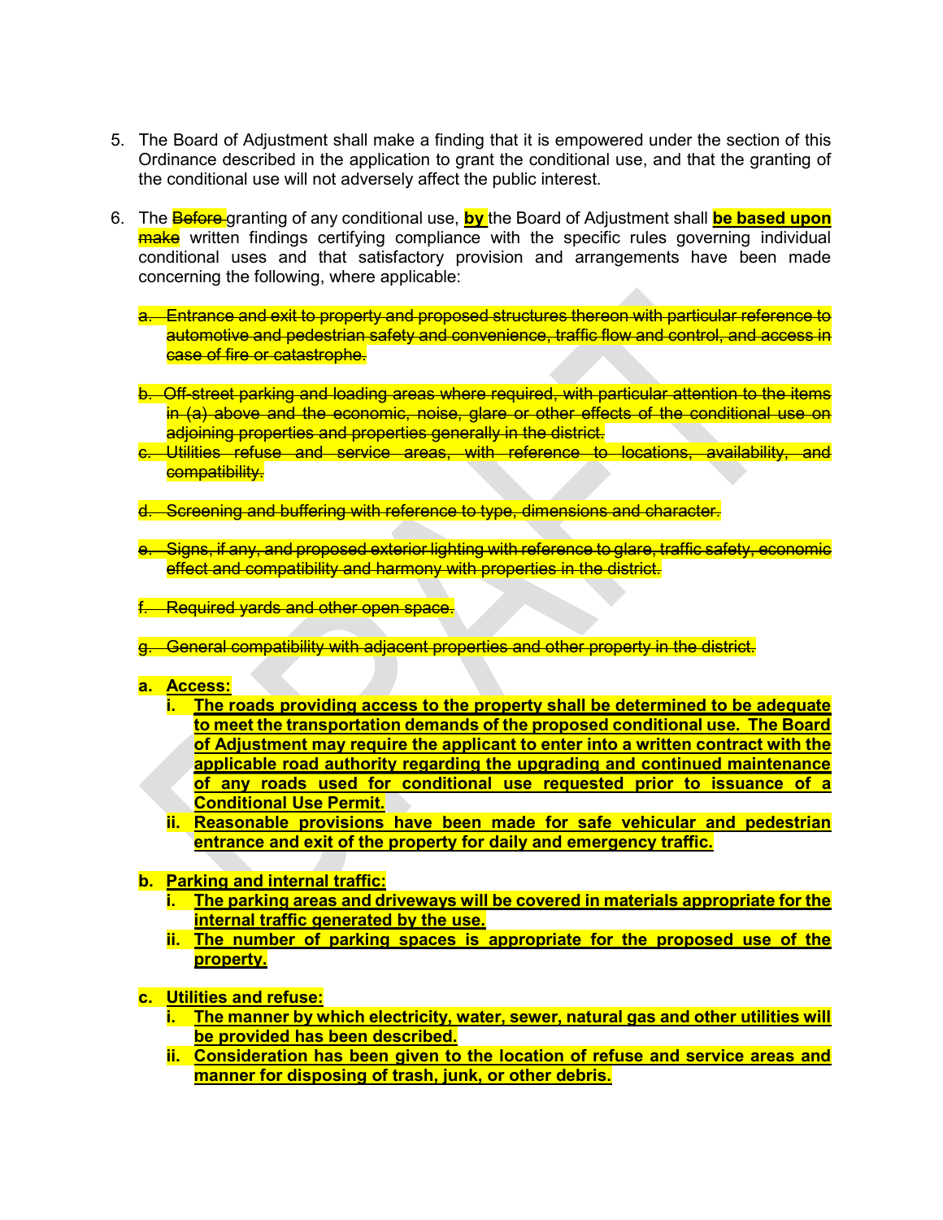5. The Board of Adjustment shall make a finding that it is empowered under the section of this Ordinance described in the application to grant the conditional use, and that the granting of the conditional use will not adversely affect the public interest.

6. The ~~Before~~ granting of any conditional use, **by** the Board of Adjustment shall **be based upon** ~~make~~ written findings certifying compliance with the specific rules governing individual conditional uses and that satisfactory provision and arrangements have been made concerning the following, where applicable:

   ~~a. Entrance and exit to property and proposed structures thereon with particular reference to automotive and pedestrian safety and convenience, traffic flow and control, and access in case of fire or catastrophe.~~

   ~~b. Off-street parking and loading areas where required, with particular attention to the items in (a) above and the economic, noise, glare or other effects of the conditional use on adjoining properties and properties generally in the district.~~

   ~~c. Utilities refuse and service areas, with reference to locations, availability, and compatibility.~~

   ~~d. Screening and buffering with reference to type, dimensions and character.~~

   ~~e. Signs, if any, and proposed exterior lighting with reference to glare, traffic safety, economic effect and compatibility and harmony with properties in the district.~~

   ~~f. Required yards and other open space.~~

   ~~g. General compatibility with adjacent properties and other property in the district.~~

   **a. Access:**
      **i. The roads providing access to the property shall be determined to be adequate to meet the transportation demands of the proposed conditional use. The Board of Adjustment may require the applicant to enter into a written contract with the applicable road authority regarding the upgrading and continued maintenance of any roads used for conditional use requested prior to issuance of a Conditional Use Permit.**
      **ii. Reasonable provisions have been made for safe vehicular and pedestrian entrance and exit of the property for daily and emergency traffic.**

   **b. Parking and internal traffic:**
      **i. The parking areas and driveways will be covered in materials appropriate for the internal traffic generated by the use.**
      **ii. The number of parking spaces is appropriate for the proposed use of the property.**

   **c. Utilities and refuse:**
      **i. The manner by which electricity, water, sewer, natural gas and other utilities will be provided has been described.**
      **ii. Consideration has been given to the location of refuse and service areas and manner for disposing of trash, junk, or other debris.**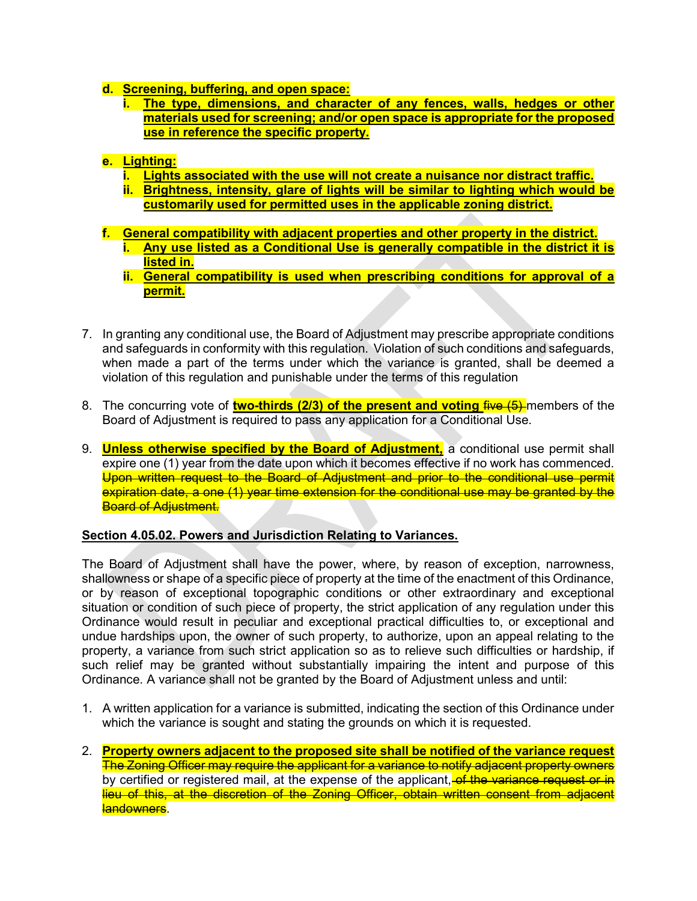d. **Screening, buffering, and open space:**
   i. **The type, dimensions, and character of any fences, walls, hedges or other materials used for screening; and/or open space is appropriate for the proposed use in reference the specific property.**

e. **Lighting:**
   i. **Lights associated with the use will not create a nuisance nor distract traffic.**
   ii. **Brightness, intensity, glare of lights will be similar to lighting which would be customarily used for permitted uses in the applicable zoning district.**

f. **General compatibility with adjacent properties and other property in the district.**
   i. **Any use listed as a Conditional Use is generally compatible in the district it is listed in.**
   ii. **General compatibility is used when prescribing conditions for approval of a permit.**

7. In granting any conditional use, the Board of Adjustment may prescribe appropriate conditions and safeguards in conformity with this regulation. Violation of such conditions and safeguards, when made a part of the terms under which the variance is granted, shall be deemed a violation of this regulation and punishable under the terms of this regulation

8. The concurring vote of **two-thirds (2/3) of the present and voting** ~~five (5)~~ members of the Board of Adjustment is required to pass any application for a Conditional Use.

9. **Unless otherwise specified by the Board of Adjustment,** a conditional use permit shall expire one (1) year from the date upon which it becomes effective if no work has commenced. ~~Upon written request to the Board of Adjustment and prior to the conditional use permit expiration date, a one (1) year time extension for the conditional use may be granted by the Board of Adjustment.~~

**Section 4.05.02. Powers and Jurisdiction Relating to Variances.**

The Board of Adjustment shall have the power, where, by reason of exception, narrowness, shallowness or shape of a specific piece of property at the time of the enactment of this Ordinance, or by reason of exceptional topographic conditions or other extraordinary and exceptional situation or condition of such piece of property, the strict application of any regulation under this Ordinance would result in peculiar and exceptional practical difficulties to, or exceptional and undue hardships upon, the owner of such property, to authorize, upon an appeal relating to the property, a variance from such strict application so as to relieve such difficulties or hardship, if such relief may be granted without substantially impairing the intent and purpose of this Ordinance. A variance shall not be granted by the Board of Adjustment unless and until:

1. A written application for a variance is submitted, indicating the section of this Ordinance under which the variance is sought and stating the grounds on which it is requested.

2. **Property owners adjacent to the proposed site shall be notified of the variance request** ~~The Zoning Officer may require the applicant for a variance to notify adjacent property owners~~ by certified or registered mail, at the expense of the applicant, ~~of the variance request or in lieu of this, at the discretion of the Zoning Officer, obtain written consent from adjacent landowners~~.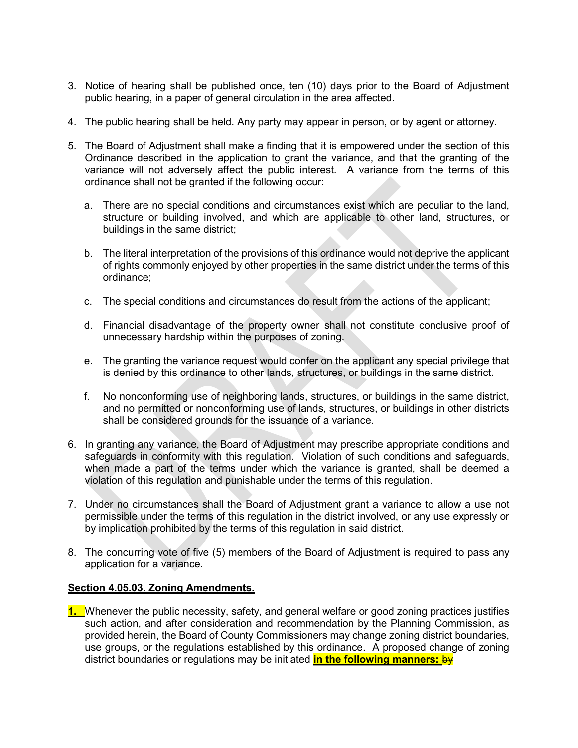3. Notice of hearing shall be published once, ten (10) days prior to the Board of Adjustment public hearing, in a paper of general circulation in the area affected.

4. The public hearing shall be held. Any party may appear in person, or by agent or attorney.

5. The Board of Adjustment shall make a finding that it is empowered under the section of this Ordinance described in the application to grant the variance, and that the granting of the variance will not adversely affect the public interest. A variance from the terms of this ordinance shall not be granted if the following occur:

   a. There are no special conditions and circumstances exist which are peculiar to the land, structure or building involved, and which are applicable to other land, structures, or buildings in the same district;

   b. The literal interpretation of the provisions of this ordinance would not deprive the applicant of rights commonly enjoyed by other properties in the same district under the terms of this ordinance;

   c. The special conditions and circumstances do result from the actions of the applicant;

   d. Financial disadvantage of the property owner shall not constitute conclusive proof of unnecessary hardship within the purposes of zoning.

   e. The granting the variance request would confer on the applicant any special privilege that is denied by this ordinance to other lands, structures, or buildings in the same district.

   f. No nonconforming use of neighboring lands, structures, or buildings in the same district, and no permitted or nonconforming use of lands, structures, or buildings in other districts shall be considered grounds for the issuance of a variance.

6. In granting any variance, the Board of Adjustment may prescribe appropriate conditions and safeguards in conformity with this regulation. Violation of such conditions and safeguards, when made a part of the terms under which the variance is granted, shall be deemed a violation of this regulation and punishable under the terms of this regulation.

7. Under no circumstances shall the Board of Adjustment grant a variance to allow a use not permissible under the terms of this regulation in the district involved, or any use expressly or by implication prohibited by the terms of this regulation in said district.

8. The concurring vote of five (5) members of the Board of Adjustment is required to pass any application for a variance.

**Section 4.05.03. Zoning Amendments.**

**1.** Whenever the public necessity, safety, and general welfare or good zoning practices justifies such action, and after consideration and recommendation by the Planning Commission, as provided herein, the Board of County Commissioners may change zoning district boundaries, use groups, or the regulations established by this ordinance. A proposed change of zoning district boundaries or regulations may be initiated **in the following manners:** ~~by~~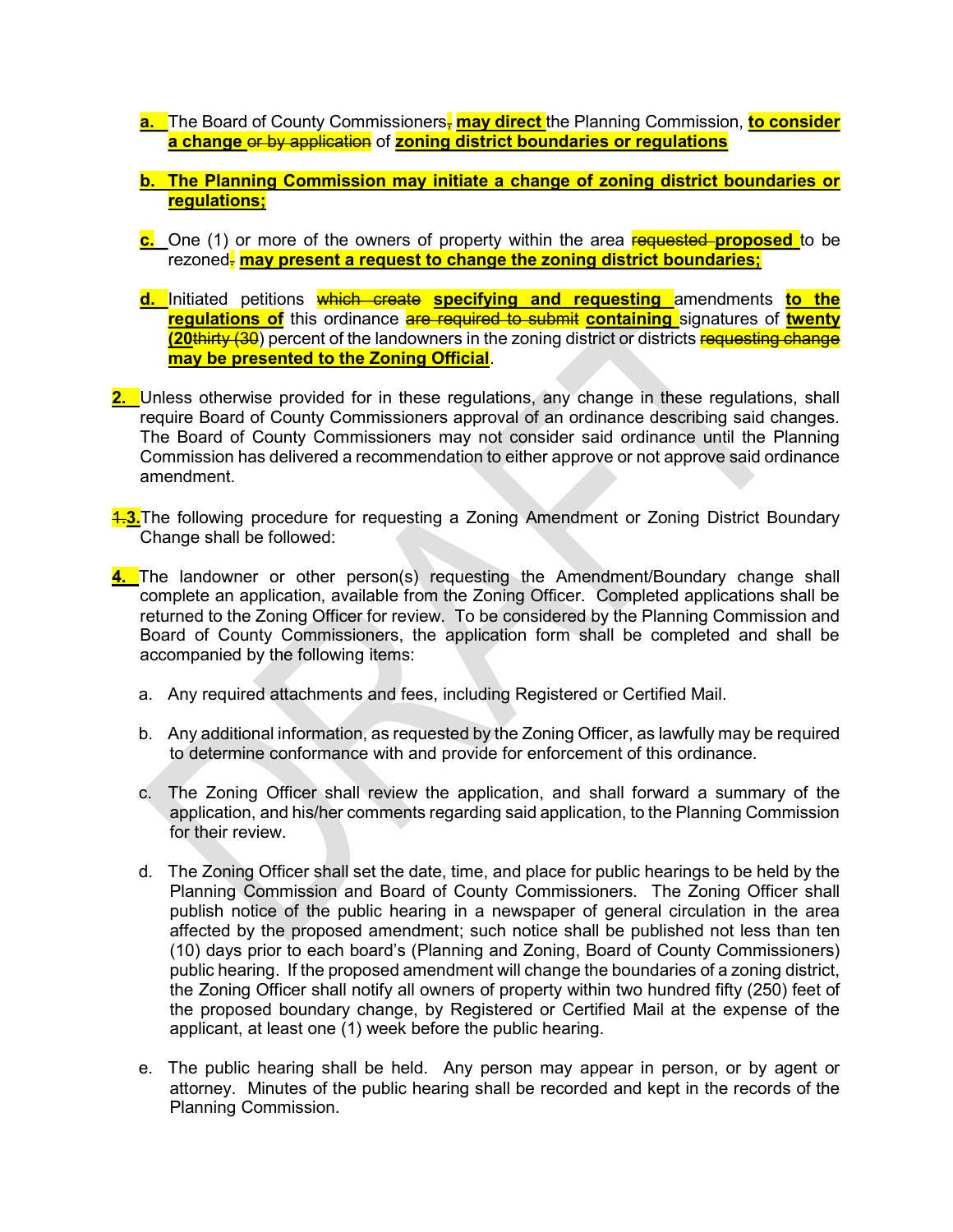a. The Board of County Commissioners~~,~~ **may direct** the Planning Commission, **to consider a change** ~~or by application~~ of **zoning district boundaries or regulations**

**b. The Planning Commission may initiate a change of zoning district boundaries or regulations;**

**c.** One (1) or more of the owners of property within the area ~~requested~~ **proposed** to be rezoned~~.~~ **may present a request to change the zoning district boundaries;**

**d.** Initiated petitions ~~which create~~ **specifying and requesting** amendments **to the regulations of** this ordinance ~~are required to submit~~ **containing** signatures of **twenty (20**~~thirty (30~~) percent of the landowners in the zoning district or districts ~~requesting change~~ **may be presented to the Zoning Official**.

**2.** Unless otherwise provided for in these regulations, any change in these regulations, shall require Board of County Commissioners approval of an ordinance describing said changes. The Board of County Commissioners may not consider said ordinance until the Planning Commission has delivered a recommendation to either approve or not approve said ordinance amendment.

~~1.~~**3.** The following procedure for requesting a Zoning Amendment or Zoning District Boundary Change shall be followed:

**4.** The landowner or other person(s) requesting the Amendment/Boundary change shall complete an application, available from the Zoning Officer. Completed applications shall be returned to the Zoning Officer for review. To be considered by the Planning Commission and Board of County Commissioners, the application form shall be completed and shall be accompanied by the following items:

a. Any required attachments and fees, including Registered or Certified Mail.

b. Any additional information, as requested by the Zoning Officer, as lawfully may be required to determine conformance with and provide for enforcement of this ordinance.

c. The Zoning Officer shall review the application, and shall forward a summary of the application, and his/her comments regarding said application, to the Planning Commission for their review.

d. The Zoning Officer shall set the date, time, and place for public hearings to be held by the Planning Commission and Board of County Commissioners. The Zoning Officer shall publish notice of the public hearing in a newspaper of general circulation in the area affected by the proposed amendment; such notice shall be published not less than ten (10) days prior to each board's (Planning and Zoning, Board of County Commissioners) public hearing. If the proposed amendment will change the boundaries of a zoning district, the Zoning Officer shall notify all owners of property within two hundred fifty (250) feet of the proposed boundary change, by Registered or Certified Mail at the expense of the applicant, at least one (1) week before the public hearing.

e. The public hearing shall be held. Any person may appear in person, or by agent or attorney. Minutes of the public hearing shall be recorded and kept in the records of the Planning Commission.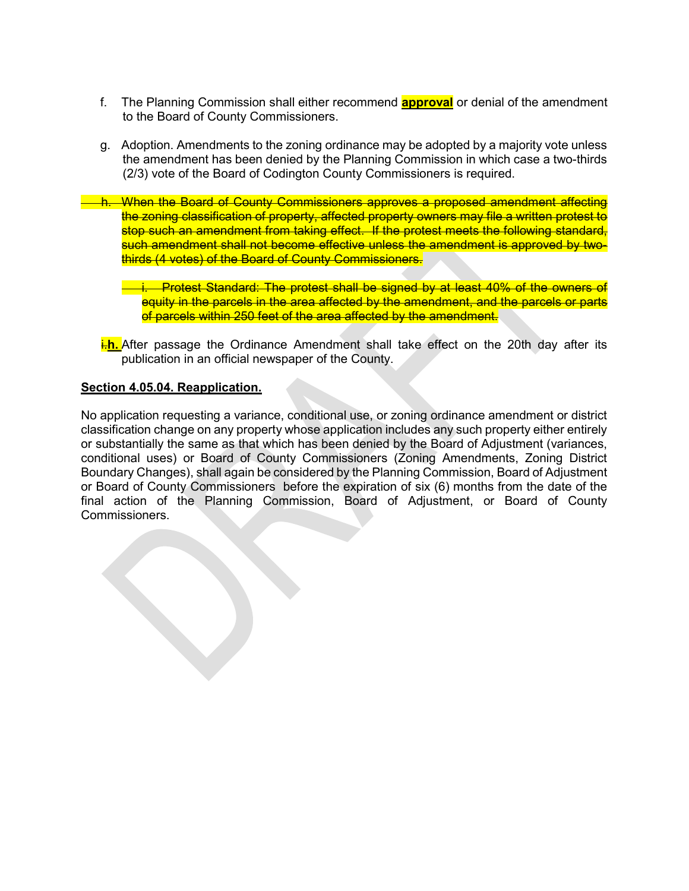f. The Planning Commission shall either recommend **approval** or denial of the amendment to the Board of County Commissioners.

g. Adoption. Amendments to the zoning ordinance may be adopted by a majority vote unless the amendment has been denied by the Planning Commission in which case a two-thirds (2/3) vote of the Board of Codington County Commissioners is required.

~~h. When the Board of County Commissioners approves a proposed amendment affecting the zoning classification of property, affected property owners may file a written protest to stop such an amendment from taking effect. If the protest meets the following standard, such amendment shall not become effective unless the amendment is approved by two-thirds (4 votes) of the Board of County Commissioners.~~

~~i. Protest Standard: The protest shall be signed by at least 40% of the owners of equity in the parcels in the area affected by the amendment, and the parcels or parts of parcels within 250 feet of the area affected by the amendment.~~

~~i.~~ **h.** After passage the Ordinance Amendment shall take effect on the 20th day after its publication in an official newspaper of the County.

**Section 4.05.04. Reapplication.**

No application requesting a variance, conditional use, or zoning ordinance amendment or district classification change on any property whose application includes any such property either entirely or substantially the same as that which has been denied by the Board of Adjustment (variances, conditional uses) or Board of County Commissioners (Zoning Amendments, Zoning District Boundary Changes), shall again be considered by the Planning Commission, Board of Adjustment or Board of County Commissioners before the expiration of six (6) months from the date of the final action of the Planning Commission, Board of Adjustment, or Board of County Commissioners.